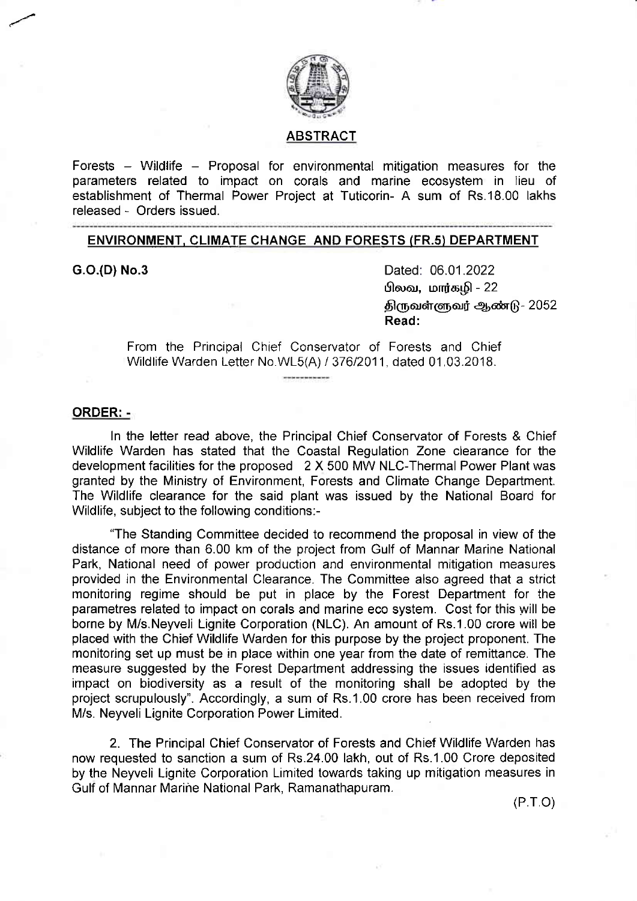## ABSTRACT

Forests – Wildlife – Proposal for environmental mitigation measures for the parameters related to impact on corals and marine ecosystem in lieu of establishment of Thermal Power Project at Tuticorin- A sum of Rs.18.00 lakhs released - Orders issued.

---

## ENVIRONMENT, CLIMATE CHANGE AND FORESTS (FR.5) DEPARTMENT

**G.O.(D) No.3**

Dated: 06.01.2022
பிலவ, மார்கழி - 22
திருவள்ளுவர் ஆண்டு- 2052

**Read:**

From the Principal Chief Conservator of Forests and Chief Wildlife Warden Letter No.WL5(A) / 376/2011, dated 01.03.2018.

---

**ORDER: -**

In the letter read above, the Principal Chief Conservator of Forests & Chief Wildlife Warden has stated that the Coastal Regulation Zone clearance for the development facilities for the proposed 2 X 500 MW NLC-Thermal Power Plant was granted by the Ministry of Environment, Forests and Climate Change Department. The Wildlife clearance for the said plant was issued by the National Board for Wildlife, subject to the following conditions:-

"The Standing Committee decided to recommend the proposal in view of the distance of more than 6.00 km of the project from Gulf of Mannar Marine National Park, National need of power production and environmental mitigation measures provided in the Environmental Clearance. The Committee also agreed that a strict monitoring regime should be put in place by the Forest Department for the parametres related to impact on corals and marine eco system. Cost for this will be borne by M/s.Neyveli Lignite Corporation (NLC). An amount of Rs.1.00 crore will be placed with the Chief Wildlife Warden for this purpose by the project proponent. The monitoring set up must be in place within one year from the date of remittance. The measure suggested by the Forest Department addressing the issues identified as impact on biodiversity as a result of the monitoring shall be adopted by the project scrupulously". Accordingly, a sum of Rs.1.00 crore has been received from M/s. Neyveli Lignite Corporation Power Limited.

2. The Principal Chief Conservator of Forests and Chief Wildlife Warden has now requested to sanction a sum of Rs.24.00 lakh, out of Rs.1.00 Crore deposited by the Neyveli Lignite Corporation Limited towards taking up mitigation measures in Gulf of Mannar Marine National Park, Ramanathapuram.

(P.T.O)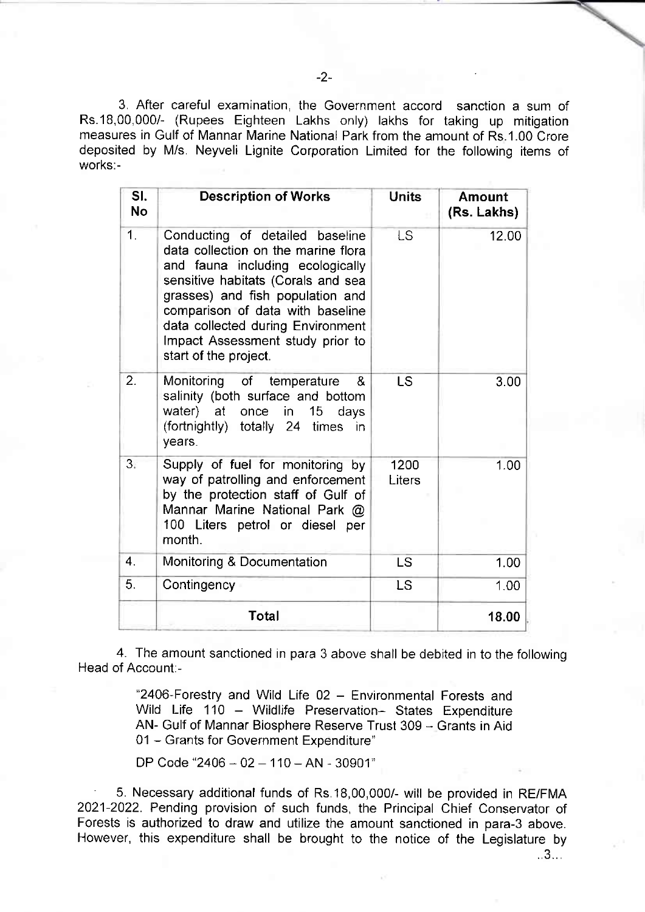3. After careful examination, the Government accord sanction a sum of Rs.18,00,000/- (Rupees Eighteen Lakhs only) lakhs for taking up mitigation measures in Gulf of Mannar Marine National Park from the amount of Rs.1.00 Crore deposited by M/s. Neyveli Lignite Corporation Limited for the following items of works:-

| Sl. No | Description of Works | Units | Amount (Rs. Lakhs) |
|---|---|---|---|
| 1. | Conducting of detailed baseline data collection on the marine flora and fauna including ecologically sensitive habitats (Corals and sea grasses) and fish population and comparison of data with baseline data collected during Environment Impact Assessment study prior to start of the project. | LS | 12.00 |
| 2. | Monitoring of temperature & salinity (both surface and bottom water) at once in 15 days (fortnightly) totally 24 times in years. | LS | 3.00 |
| 3. | Supply of fuel for monitoring by way of patrolling and enforcement by the protection staff of Gulf of Mannar Marine National Park @ 100 Liters petrol or diesel per month. | 1200 Liters | 1.00 |
| 4. | Monitoring & Documentation | LS | 1.00 |
| 5. | Contingency | LS | 1.00 |
| | **Total** | | **18.00** |

4. The amount sanctioned in para 3 above shall be debited in to the following Head of Account:-

> "2406-Forestry and Wild Life 02 – Environmental Forests and Wild Life 110 – Wildlife Preservation– States Expenditure AN- Gulf of Mannar Biosphere Reserve Trust 309 – Grants in Aid 01 – Grants for Government Expenditure"
>
> DP Code "2406 – 02 – 110 – AN - 30901"

5. Necessary additional funds of Rs.18,00,000/- will be provided in RE/FMA 2021-2022. Pending provision of such funds, the Principal Chief Conservator of Forests is authorized to draw and utilize the amount sanctioned in para-3 above. However, this expenditure shall be brought to the notice of the Legislature by

..3...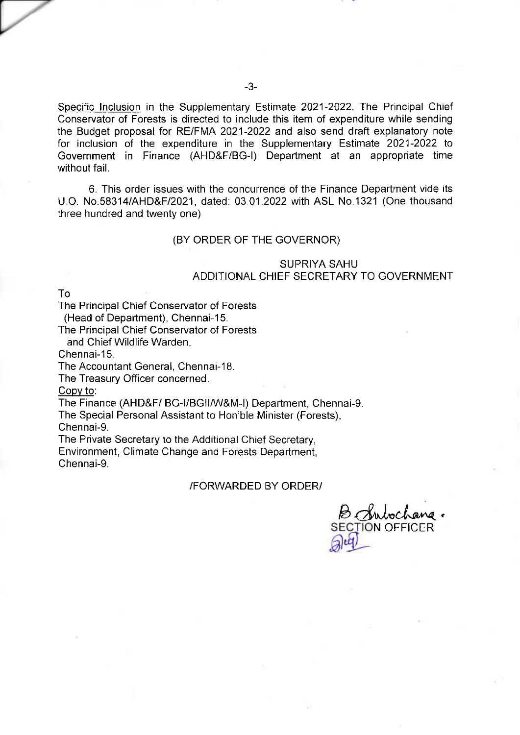Specific Inclusion in the Supplementary Estimate 2021-2022. The Principal Chief Conservator of Forests is directed to include this item of expenditure while sending the Budget proposal for RE/FMA 2021-2022 and also send draft explanatory note for inclusion of the expenditure in the Supplementary Estimate 2021-2022 to Government in Finance (AHD&F/BG-I) Department at an appropriate time without fail.

6. This order issues with the concurrence of the Finance Department vide its U.O. No.58314/AHD&F/2021, dated: 03.01.2022 with ASL No.1321 (One thousand three hundred and twenty one)

(BY ORDER OF THE GOVERNOR)

SUPRIYA SAHU
ADDITIONAL CHIEF SECRETARY TO GOVERNMENT

To
The Principal Chief Conservator of Forests
(Head of Department), Chennai-15.
The Principal Chief Conservator of Forests
and Chief Wildlife Warden,
Chennai-15.
The Accountant General, Chennai-18.
The Treasury Officer concerned.

Copy to:
The Finance (AHD&F/ BG-I/BGII/W&M-I) Department, Chennai-9.
The Special Personal Assistant to Hon'ble Minister (Forests),
Chennai-9.
The Private Secretary to the Additional Chief Secretary,
Environment, Climate Change and Forests Department,
Chennai-9.

/FORWARDED BY ORDER/

B. Sulochana.
SECTION OFFICER